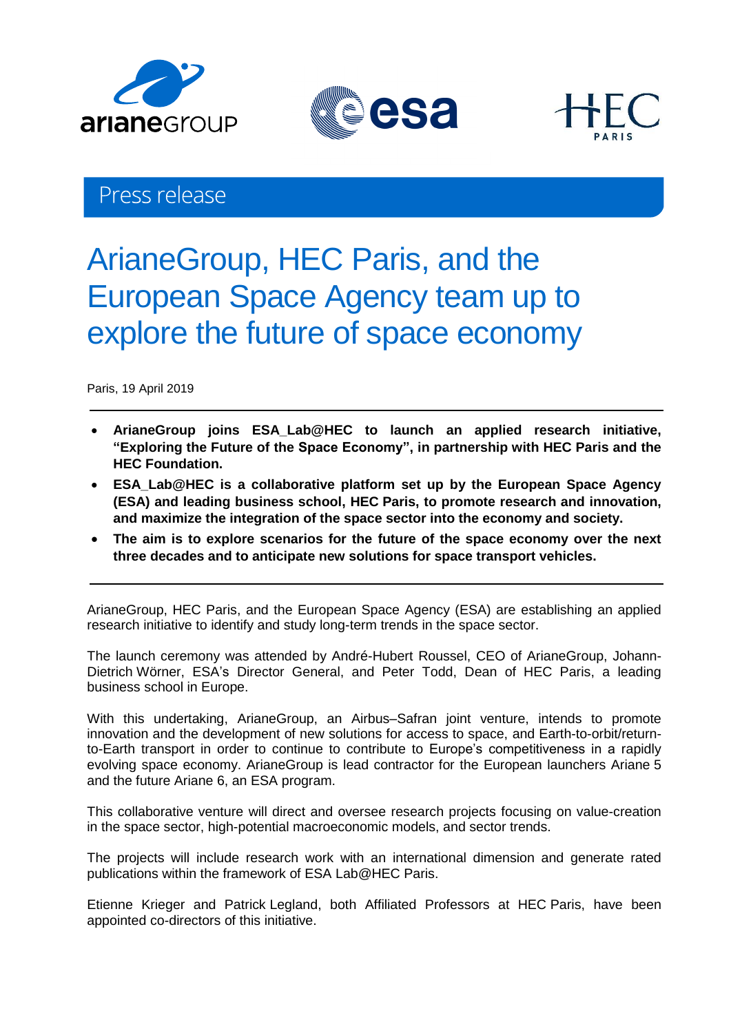Press release

# ArianeGroup, HEC Paris, and the European Space Agency team up to explore the future of space economy

Paris, 19 April 2019

- **ArianeGroup joins ESA_Lab@HEC to launch an applied research initiative, "Exploring the Future of the Space Economy", in partnership with HEC Paris and the HEC Foundation.**
- **ESA_Lab@HEC is a collaborative platform set up by the European Space Agency (ESA) and leading business school, HEC Paris, to promote research and innovation, and maximize the integration of the space sector into the economy and society.**
- **The aim is to explore scenarios for the future of the space economy over the next three decades and to anticipate new solutions for space transport vehicles.**

ArianeGroup, HEC Paris, and the European Space Agency (ESA) are establishing an applied research initiative to identify and study long-term trends in the space sector.

The launch ceremony was attended by André-Hubert Roussel, CEO of ArianeGroup, Johann-Dietrich Wörner, ESA's Director General, and Peter Todd, Dean of HEC Paris, a leading business school in Europe.

With this undertaking, ArianeGroup, an Airbus–Safran joint venture, intends to promote innovation and the development of new solutions for access to space, and Earth-to-orbit/return-to-Earth transport in order to continue to contribute to Europe's competitiveness in a rapidly evolving space economy. ArianeGroup is lead contractor for the European launchers Ariane 5 and the future Ariane 6, an ESA program.

This collaborative venture will direct and oversee research projects focusing on value-creation in the space sector, high-potential macroeconomic models, and sector trends.

The projects will include research work with an international dimension and generate rated publications within the framework of ESA Lab@HEC Paris.

Etienne Krieger and Patrick Legland, both Affiliated Professors at HEC Paris, have been appointed co-directors of this initiative.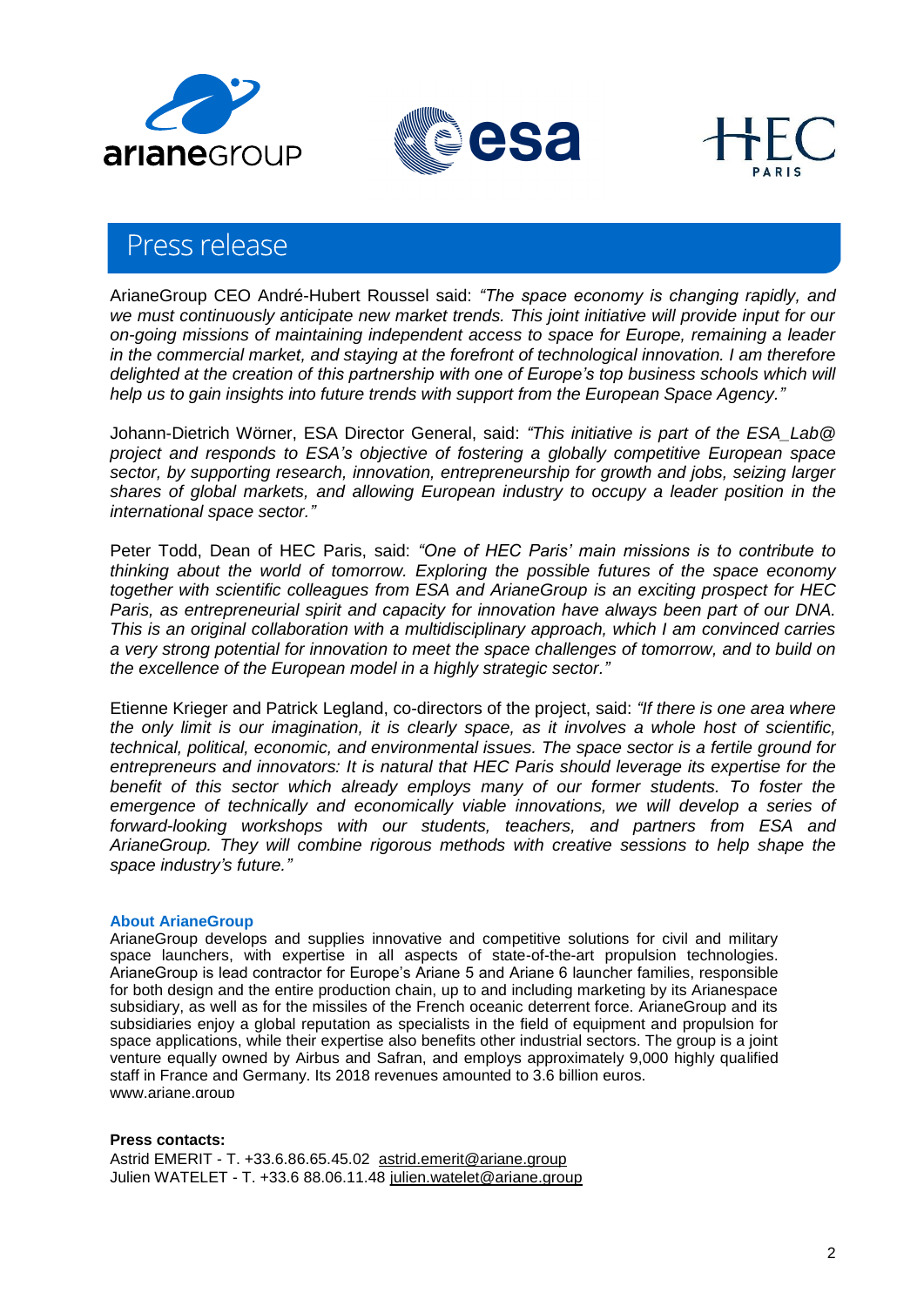# Press release

ArianeGroup CEO André-Hubert Roussel said: *"The space economy is changing rapidly, and we must continuously anticipate new market trends. This joint initiative will provide input for our on-going missions of maintaining independent access to space for Europe, remaining a leader in the commercial market, and staying at the forefront of technological innovation. I am therefore delighted at the creation of this partnership with one of Europe's top business schools which will help us to gain insights into future trends with support from the European Space Agency."*

Johann-Dietrich Wörner, ESA Director General, said: *"This initiative is part of the ESA_Lab@ project and responds to ESA's objective of fostering a globally competitive European space sector, by supporting research, innovation, entrepreneurship for growth and jobs, seizing larger shares of global markets, and allowing European industry to occupy a leader position in the international space sector."*

Peter Todd, Dean of HEC Paris, said: *"One of HEC Paris' main missions is to contribute to thinking about the world of tomorrow. Exploring the possible futures of the space economy together with scientific colleagues from ESA and ArianeGroup is an exciting prospect for HEC Paris, as entrepreneurial spirit and capacity for innovation have always been part of our DNA. This is an original collaboration with a multidisciplinary approach, which I am convinced carries a very strong potential for innovation to meet the space challenges of tomorrow, and to build on the excellence of the European model in a highly strategic sector."*

Etienne Krieger and Patrick Legland, co-directors of the project, said: *"If there is one area where the only limit is our imagination, it is clearly space, as it involves a whole host of scientific, technical, political, economic, and environmental issues. The space sector is a fertile ground for entrepreneurs and innovators: It is natural that HEC Paris should leverage its expertise for the benefit of this sector which already employs many of our former students. To foster the emergence of technically and economically viable innovations, we will develop a series of forward-looking workshops with our students, teachers, and partners from ESA and ArianeGroup. They will combine rigorous methods with creative sessions to help shape the space industry's future."*

**About ArianeGroup**

ArianeGroup develops and supplies innovative and competitive solutions for civil and military space launchers, with expertise in all aspects of state-of-the-art propulsion technologies. ArianeGroup is lead contractor for Europe's Ariane 5 and Ariane 6 launcher families, responsible for both design and the entire production chain, up to and including marketing by its Arianespace subsidiary, as well as for the missiles of the French oceanic deterrent force. ArianeGroup and its subsidiaries enjoy a global reputation as specialists in the field of equipment and propulsion for space applications, while their expertise also benefits other industrial sectors. The group is a joint venture equally owned by Airbus and Safran, and employs approximately 9,000 highly qualified staff in France and Germany. Its 2018 revenues amounted to 3.6 billion euros.
www.ariane.group

**Press contacts:**
Astrid EMERIT - T. +33.6.86.65.45.02 astrid.emerit@ariane.group
Julien WATELET - T. +33.6 88.06.11.48 julien.watelet@ariane.group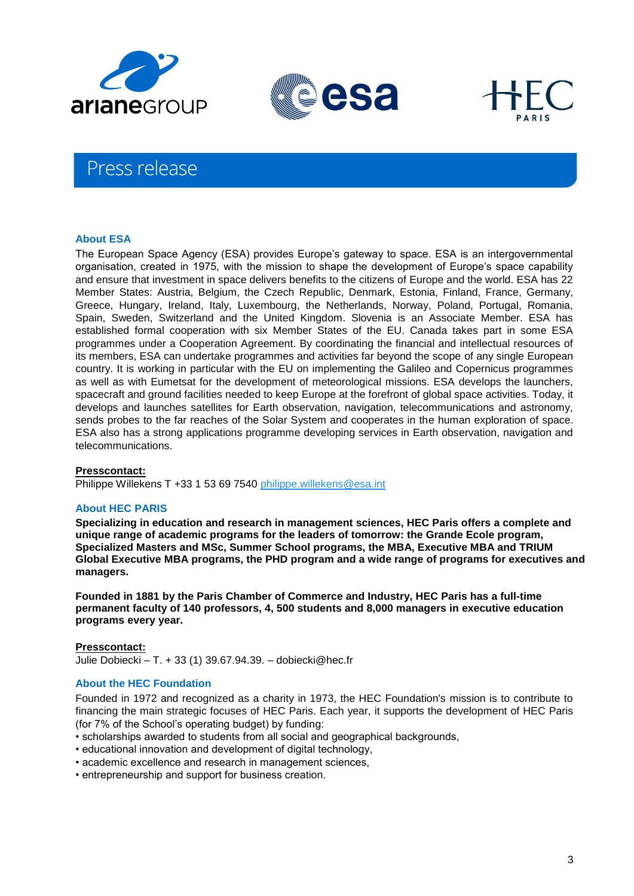# Press release

### About ESA

The European Space Agency (ESA) provides Europe's gateway to space. ESA is an intergovernmental organisation, created in 1975, with the mission to shape the development of Europe's space capability and ensure that investment in space delivers benefits to the citizens of Europe and the world. ESA has 22 Member States: Austria, Belgium, the Czech Republic, Denmark, Estonia, Finland, France, Germany, Greece, Hungary, Ireland, Italy, Luxembourg, the Netherlands, Norway, Poland, Portugal, Romania, Spain, Sweden, Switzerland and the United Kingdom. Slovenia is an Associate Member. ESA has established formal cooperation with six Member States of the EU. Canada takes part in some ESA programmes under a Cooperation Agreement. By coordinating the financial and intellectual resources of its members, ESA can undertake programmes and activities far beyond the scope of any single European country. It is working in particular with the EU on implementing the Galileo and Copernicus programmes as well as with Eumetsat for the development of meteorological missions. ESA develops the launchers, spacecraft and ground facilities needed to keep Europe at the forefront of global space activities. Today, it develops and launches satellites for Earth observation, navigation, telecommunications and astronomy, sends probes to the far reaches of the Solar System and cooperates in the human exploration of space. ESA also has a strong applications programme developing services in Earth observation, navigation and telecommunications.

**Presscontact:**
Philippe Willekens T +33 1 53 69 7540 philippe.willekens@esa.int

### About HEC PARIS

**Specializing in education and research in management sciences, HEC Paris offers a complete and unique range of academic programs for the leaders of tomorrow: the Grande Ecole program, Specialized Masters and MSc, Summer School programs, the MBA, Executive MBA and TRIUM Global Executive MBA programs, the PHD program and a wide range of programs for executives and managers.**

**Founded in 1881 by the Paris Chamber of Commerce and Industry, HEC Paris has a full-time permanent faculty of 140 professors, 4, 500 students and 8,000 managers in executive education programs every year.**

**Presscontact:**
Julie Dobiecki – T. + 33 (1) 39.67.94.39. – dobiecki@hec.fr

### About the HEC Foundation

Founded in 1972 and recognized as a charity in 1973, the HEC Foundation's mission is to contribute to financing the main strategic focuses of HEC Paris. Each year, it supports the development of HEC Paris (for 7% of the School's operating budget) by funding:

- scholarships awarded to students from all social and geographical backgrounds,
- educational innovation and development of digital technology,
- academic excellence and research in management sciences,
- entrepreneurship and support for business creation.